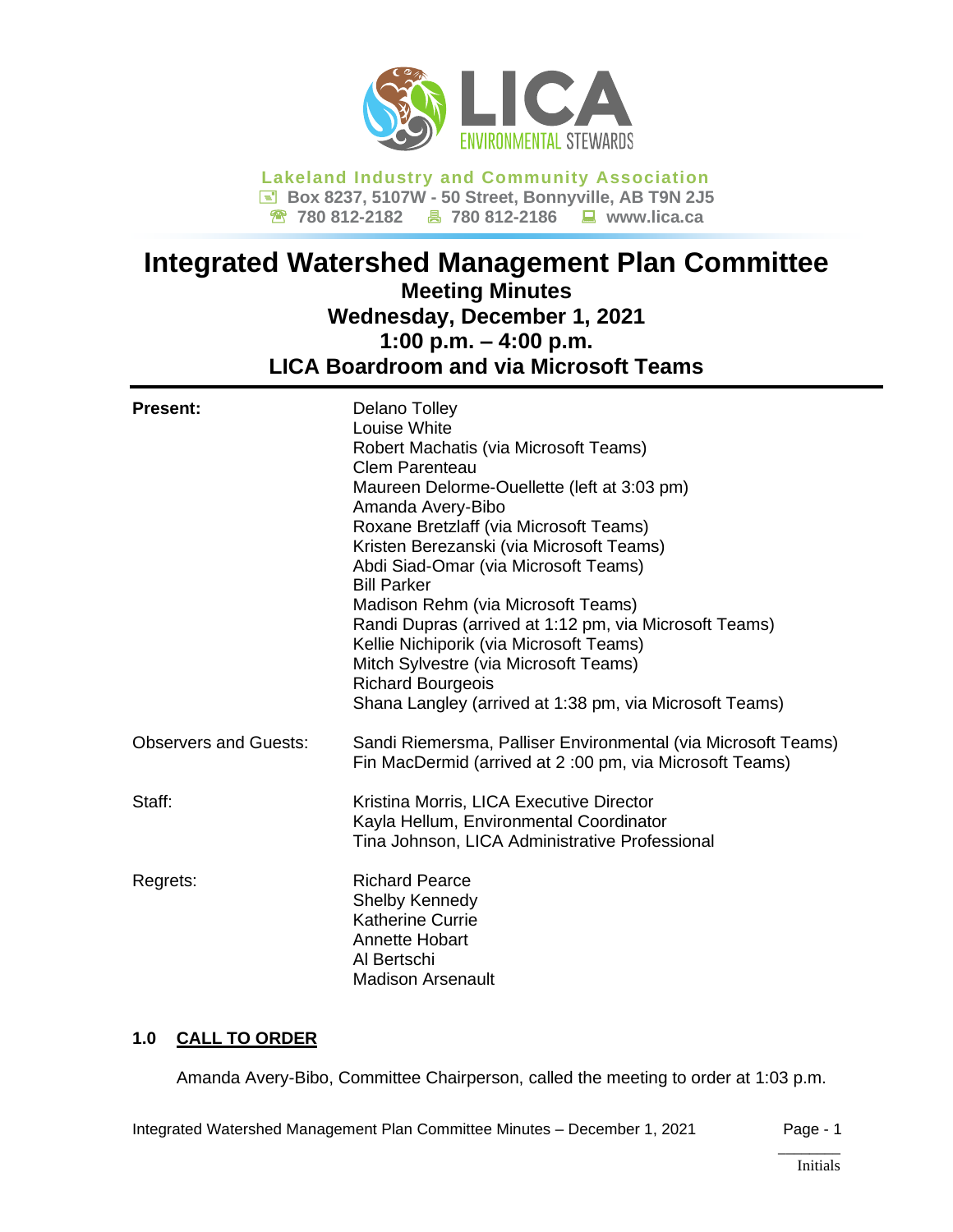**Lakeland Industry and Community Association**
Box 8237, 5107W - 50 Street, Bonnyville, AB T9N 2J5
780 812-2182 780 812-2186 www.lica.ca

# Integrated Watershed Management Plan Committee

## Meeting Minutes
## Wednesday, December 1, 2021
## 1:00 p.m. – 4:00 p.m.
## LICA Boardroom and via Microsoft Teams

| | |
|---|---|
| **Present:** | Delano Tolley<br>Louise White<br>Robert Machatis (via Microsoft Teams)<br>Clem Parenteau<br>Maureen Delorme-Ouellette (left at 3:03 pm)<br>Amanda Avery-Bibo<br>Roxane Bretzlaff (via Microsoft Teams)<br>Kristen Berezanski (via Microsoft Teams)<br>Abdi Siad-Omar (via Microsoft Teams)<br>Bill Parker<br>Madison Rehm (via Microsoft Teams)<br>Randi Dupras (arrived at 1:12 pm, via Microsoft Teams)<br>Kellie Nichiporik (via Microsoft Teams)<br>Mitch Sylvestre (via Microsoft Teams)<br>Richard Bourgeois<br>Shana Langley (arrived at 1:38 pm, via Microsoft Teams) |
| Observers and Guests: | Sandi Riemersma, Palliser Environmental (via Microsoft Teams)<br>Fin MacDermid (arrived at 2 :00 pm, via Microsoft Teams) |
| Staff: | Kristina Morris, LICA Executive Director<br>Kayla Hellum, Environmental Coordinator<br>Tina Johnson, LICA Administrative Professional |
| Regrets: | Richard Pearce<br>Shelby Kennedy<br>Katherine Currie<br>Annette Hobart<br>Al Bertschi<br>Madison Arsenault |

### 1.0 CALL TO ORDER

Amanda Avery-Bibo, Committee Chairperson, called the meeting to order at 1:03 p.m.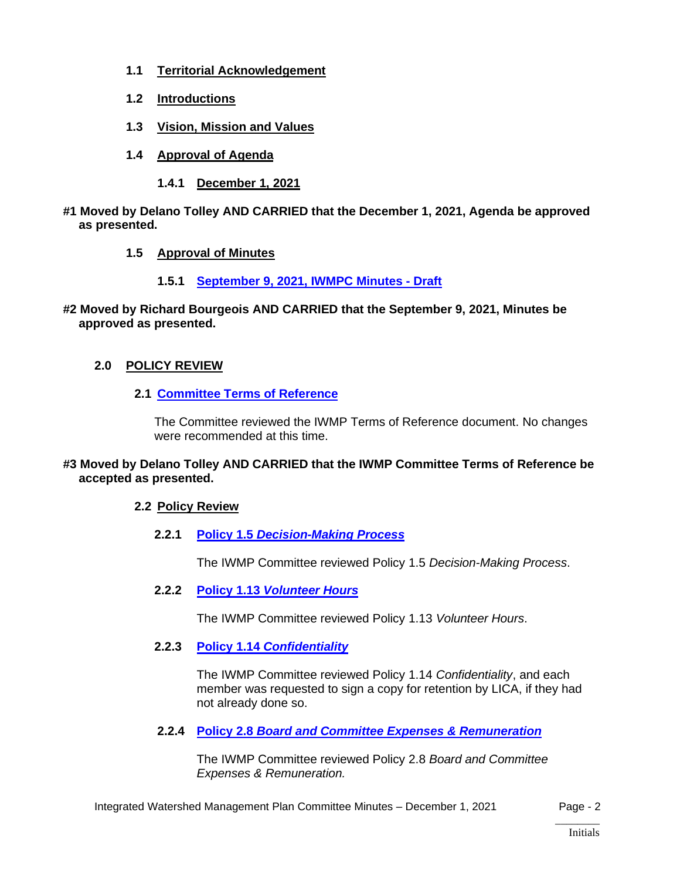**1.1 Territorial Acknowledgement**

**1.2 Introductions**

**1.3 Vision, Mission and Values**

**1.4 Approval of Agenda**

**1.4.1 December 1, 2021**

**#1 Moved by Delano Tolley AND CARRIED that the December 1, 2021, Agenda be approved as presented.**

**1.5 Approval of Minutes**

**1.5.1 September 9, 2021, IWMPC Minutes - Draft**

**#2 Moved by Richard Bourgeois AND CARRIED that the September 9, 2021, Minutes be approved as presented.**

## 2.0 POLICY REVIEW

### 2.1 Committee Terms of Reference

The Committee reviewed the IWMP Terms of Reference document. No changes were recommended at this time.

**#3 Moved by Delano Tolley AND CARRIED that the IWMP Committee Terms of Reference be accepted as presented.**

### 2.2 Policy Review

**2.2.1 Policy 1.5 *Decision-Making Process***

The IWMP Committee reviewed Policy 1.5 *Decision-Making Process*.

**2.2.2 Policy 1.13 *Volunteer Hours***

The IWMP Committee reviewed Policy 1.13 *Volunteer Hours*.

**2.2.3 Policy 1.14 *Confidentiality***

The IWMP Committee reviewed Policy 1.14 *Confidentiality*, and each member was requested to sign a copy for retention by LICA, if they had not already done so.

**2.2.4 Policy 2.8 *Board and Committee Expenses & Remuneration***

The IWMP Committee reviewed Policy 2.8 *Board and Committee Expenses & Remuneration.*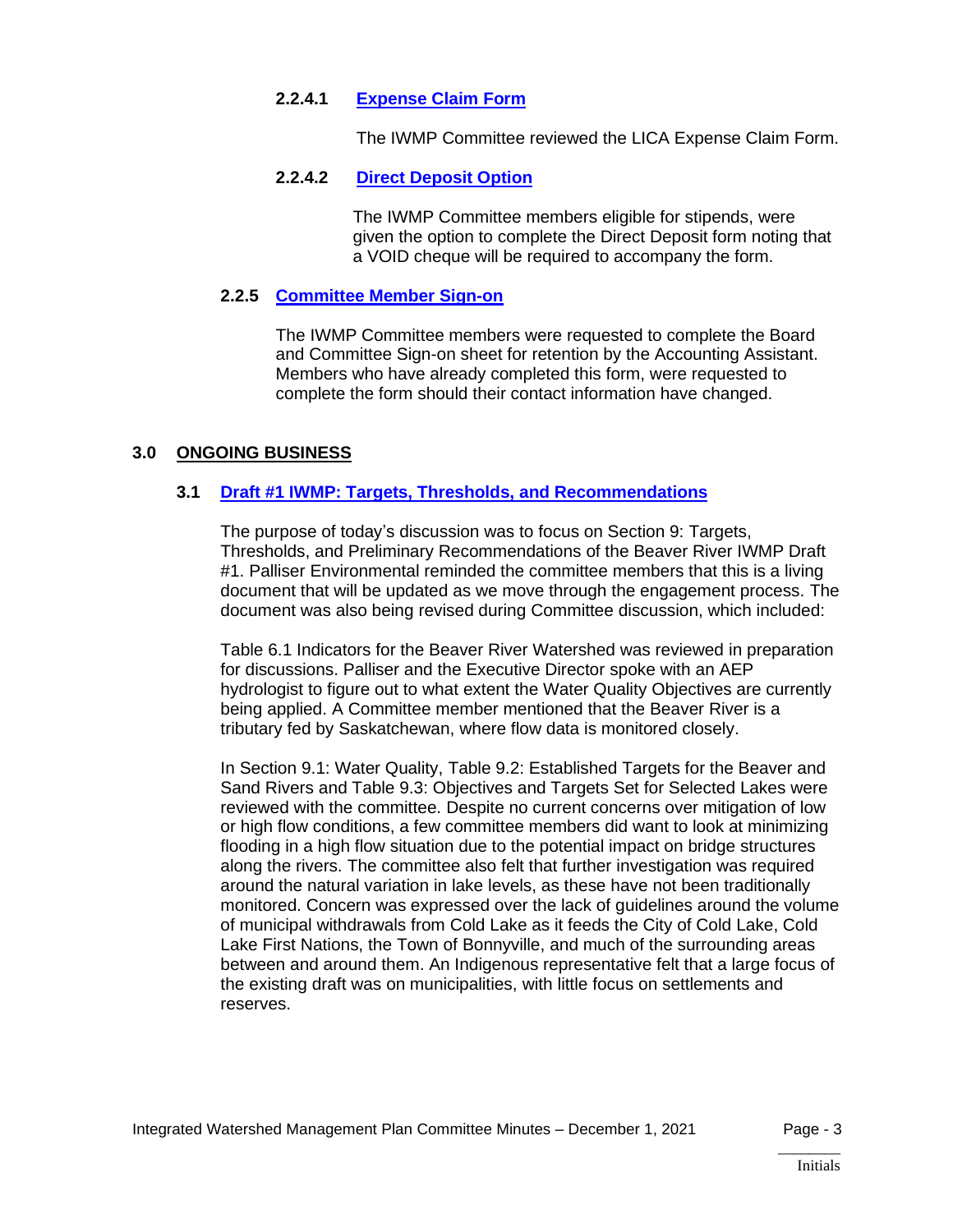#### 2.2.4.1 [Expense Claim Form]

The IWMP Committee reviewed the LICA Expense Claim Form.

#### 2.2.4.2 [Direct Deposit Option]

The IWMP Committee members eligible for stipends, were given the option to complete the Direct Deposit form noting that a VOID cheque will be required to accompany the form.

### 2.2.5 [Committee Member Sign-on]

The IWMP Committee members were requested to complete the Board and Committee Sign-on sheet for retention by the Accounting Assistant. Members who have already completed this form, were requested to complete the form should their contact information have changed.

## 3.0 ONGOING BUSINESS

### 3.1 [Draft #1 IWMP: Targets, Thresholds, and Recommendations]

The purpose of today's discussion was to focus on Section 9: Targets, Thresholds, and Preliminary Recommendations of the Beaver River IWMP Draft #1. Palliser Environmental reminded the committee members that this is a living document that will be updated as we move through the engagement process. The document was also being revised during Committee discussion, which included:

Table 6.1 Indicators for the Beaver River Watershed was reviewed in preparation for discussions. Palliser and the Executive Director spoke with an AEP hydrologist to figure out to what extent the Water Quality Objectives are currently being applied. A Committee member mentioned that the Beaver River is a tributary fed by Saskatchewan, where flow data is monitored closely.

In Section 9.1: Water Quality, Table 9.2: Established Targets for the Beaver and Sand Rivers and Table 9.3: Objectives and Targets Set for Selected Lakes were reviewed with the committee. Despite no current concerns over mitigation of low or high flow conditions, a few committee members did want to look at minimizing flooding in a high flow situation due to the potential impact on bridge structures along the rivers. The committee also felt that further investigation was required around the natural variation in lake levels, as these have not been traditionally monitored. Concern was expressed over the lack of guidelines around the volume of municipal withdrawals from Cold Lake as it feeds the City of Cold Lake, Cold Lake First Nations, the Town of Bonnyville, and much of the surrounding areas between and around them. An Indigenous representative felt that a large focus of the existing draft was on municipalities, with little focus on settlements and reserves.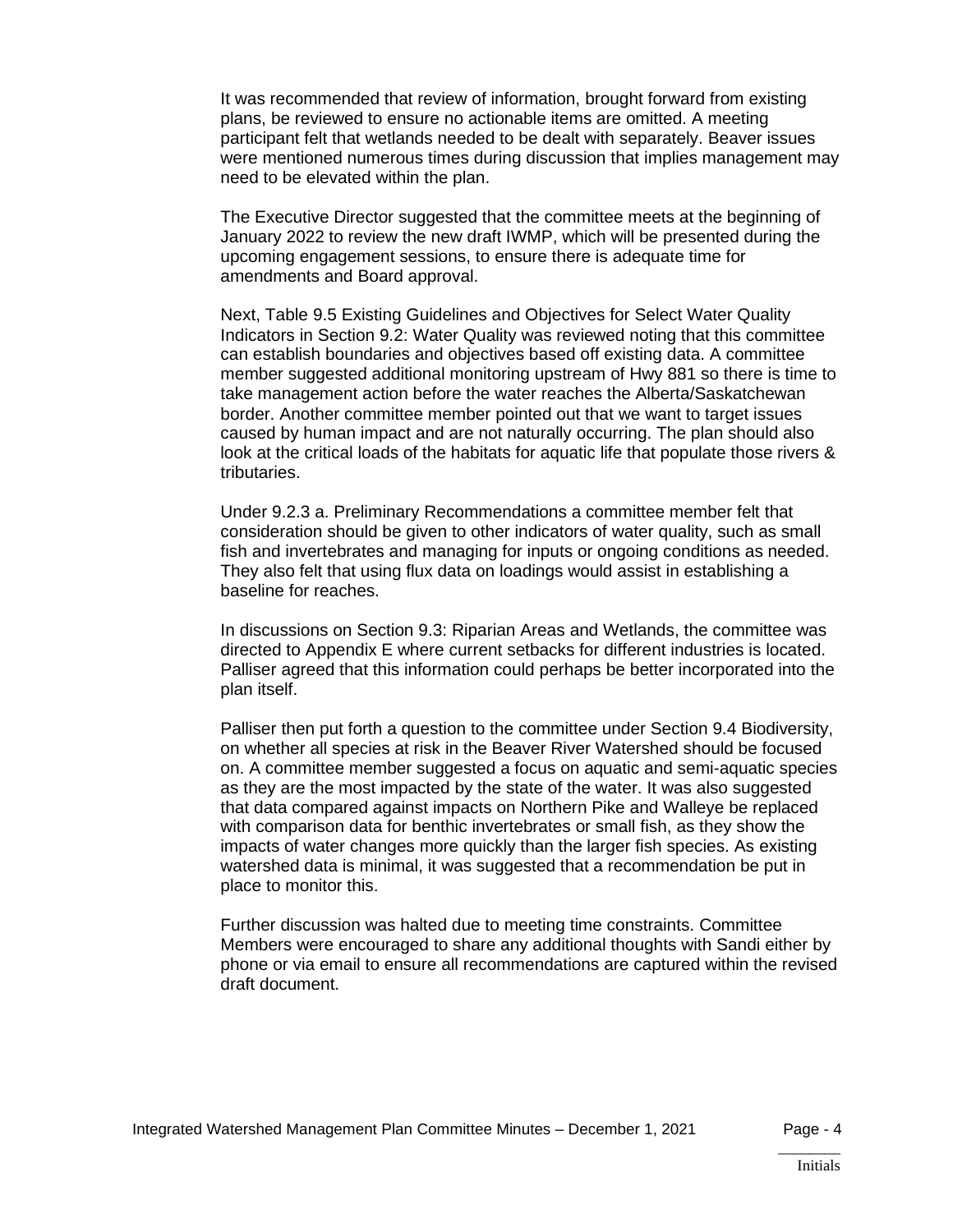It was recommended that review of information, brought forward from existing plans, be reviewed to ensure no actionable items are omitted. A meeting participant felt that wetlands needed to be dealt with separately. Beaver issues were mentioned numerous times during discussion that implies management may need to be elevated within the plan.

The Executive Director suggested that the committee meets at the beginning of January 2022 to review the new draft IWMP, which will be presented during the upcoming engagement sessions, to ensure there is adequate time for amendments and Board approval.

Next, Table 9.5 Existing Guidelines and Objectives for Select Water Quality Indicators in Section 9.2: Water Quality was reviewed noting that this committee can establish boundaries and objectives based off existing data. A committee member suggested additional monitoring upstream of Hwy 881 so there is time to take management action before the water reaches the Alberta/Saskatchewan border. Another committee member pointed out that we want to target issues caused by human impact and are not naturally occurring. The plan should also look at the critical loads of the habitats for aquatic life that populate those rivers & tributaries.

Under 9.2.3 a. Preliminary Recommendations a committee member felt that consideration should be given to other indicators of water quality, such as small fish and invertebrates and managing for inputs or ongoing conditions as needed. They also felt that using flux data on loadings would assist in establishing a baseline for reaches.

In discussions on Section 9.3: Riparian Areas and Wetlands, the committee was directed to Appendix E where current setbacks for different industries is located. Palliser agreed that this information could perhaps be better incorporated into the plan itself.

Palliser then put forth a question to the committee under Section 9.4 Biodiversity, on whether all species at risk in the Beaver River Watershed should be focused on. A committee member suggested a focus on aquatic and semi-aquatic species as they are the most impacted by the state of the water. It was also suggested that data compared against impacts on Northern Pike and Walleye be replaced with comparison data for benthic invertebrates or small fish, as they show the impacts of water changes more quickly than the larger fish species. As existing watershed data is minimal, it was suggested that a recommendation be put in place to monitor this.

Further discussion was halted due to meeting time constraints. Committee Members were encouraged to share any additional thoughts with Sandi either by phone or via email to ensure all recommendations are captured within the revised draft document.

_______
Initials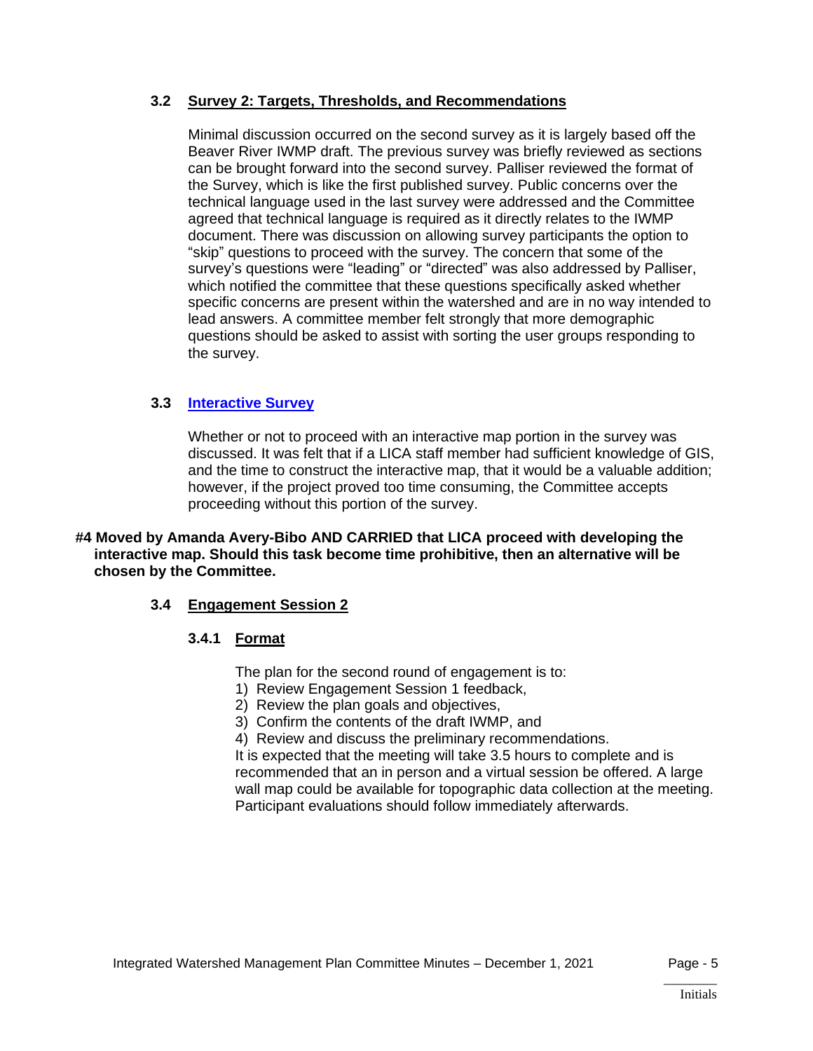### 3.2 Survey 2: Targets, Thresholds, and Recommendations

Minimal discussion occurred on the second survey as it is largely based off the Beaver River IWMP draft. The previous survey was briefly reviewed as sections can be brought forward into the second survey. Palliser reviewed the format of the Survey, which is like the first published survey. Public concerns over the technical language used in the last survey were addressed and the Committee agreed that technical language is required as it directly relates to the IWMP document. There was discussion on allowing survey participants the option to "skip" questions to proceed with the survey. The concern that some of the survey's questions were "leading" or "directed" was also addressed by Palliser, which notified the committee that these questions specifically asked whether specific concerns are present within the watershed and are in no way intended to lead answers. A committee member felt strongly that more demographic questions should be asked to assist with sorting the user groups responding to the survey.

### 3.3 Interactive Survey

Whether or not to proceed with an interactive map portion in the survey was discussed. It was felt that if a LICA staff member had sufficient knowledge of GIS, and the time to construct the interactive map, that it would be a valuable addition; however, if the project proved too time consuming, the Committee accepts proceeding without this portion of the survey.

**#4 Moved by Amanda Avery-Bibo AND CARRIED that LICA proceed with developing the interactive map. Should this task become time prohibitive, then an alternative will be chosen by the Committee.**

### 3.4 Engagement Session 2

#### 3.4.1 Format

The plan for the second round of engagement is to:

1) Review Engagement Session 1 feedback,
2) Review the plan goals and objectives,
3) Confirm the contents of the draft IWMP, and
4) Review and discuss the preliminary recommendations.

It is expected that the meeting will take 3.5 hours to complete and is recommended that an in person and a virtual session be offered. A large wall map could be available for topographic data collection at the meeting. Participant evaluations should follow immediately afterwards.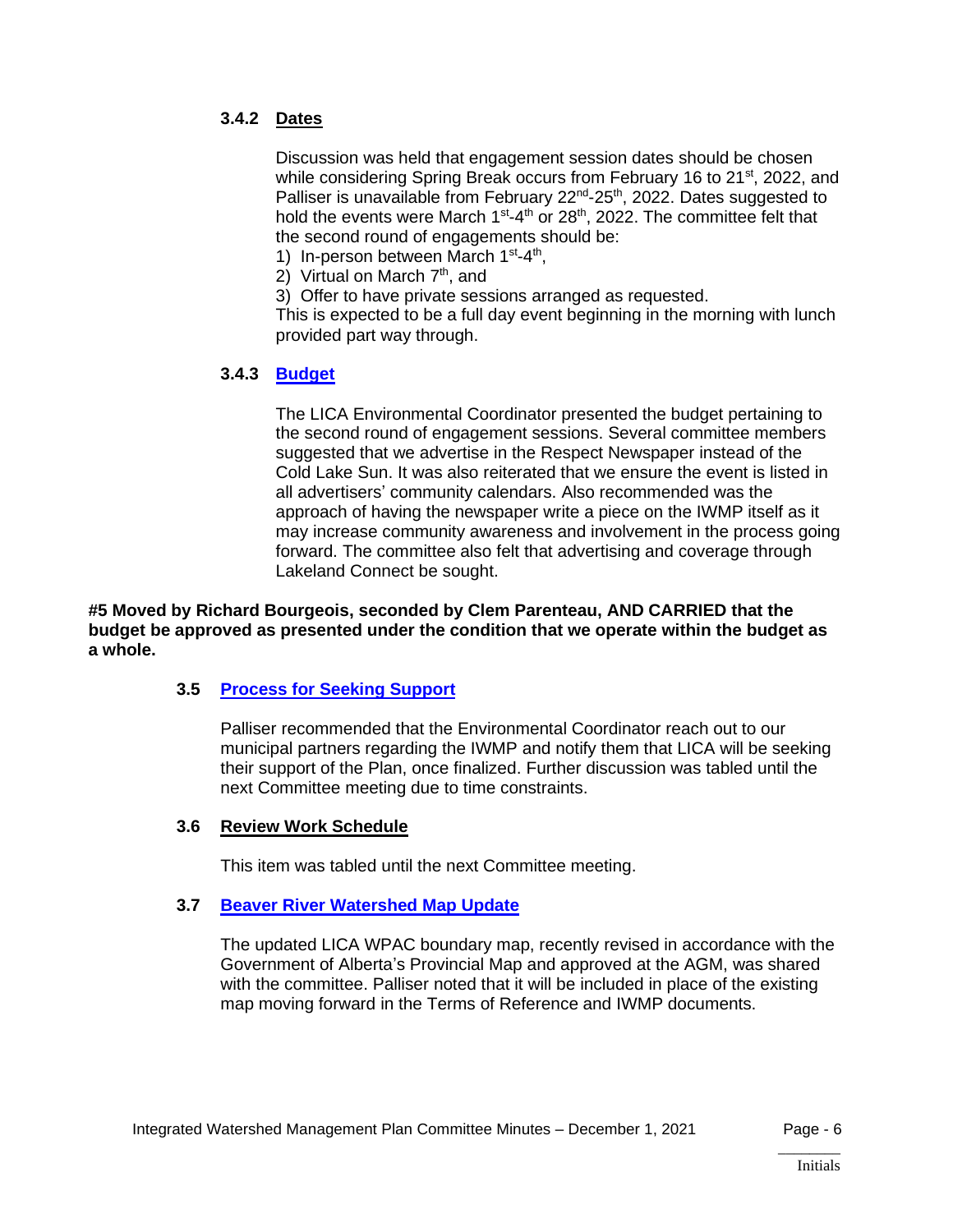#### 3.4.2 Dates

Discussion was held that engagement session dates should be chosen while considering Spring Break occurs from February 16 to 21st, 2022, and Palliser is unavailable from February 22nd-25th, 2022. Dates suggested to hold the events were March 1st-4th or 28th, 2022. The committee felt that the second round of engagements should be:

1) In-person between March 1st-4th,
2) Virtual on March 7th, and
3) Offer to have private sessions arranged as requested.

This is expected to be a full day event beginning in the morning with lunch provided part way through.

#### 3.4.3 Budget

The LICA Environmental Coordinator presented the budget pertaining to the second round of engagement sessions. Several committee members suggested that we advertise in the Respect Newspaper instead of the Cold Lake Sun. It was also reiterated that we ensure the event is listed in all advertisers' community calendars. Also recommended was the approach of having the newspaper write a piece on the IWMP itself as it may increase community awareness and involvement in the process going forward. The committee also felt that advertising and coverage through Lakeland Connect be sought.

**#5 Moved by Richard Bourgeois, seconded by Clem Parenteau, AND CARRIED that the budget be approved as presented under the condition that we operate within the budget as a whole.**

### 3.5 Process for Seeking Support

Palliser recommended that the Environmental Coordinator reach out to our municipal partners regarding the IWMP and notify them that LICA will be seeking their support of the Plan, once finalized. Further discussion was tabled until the next Committee meeting due to time constraints.

### 3.6 Review Work Schedule

This item was tabled until the next Committee meeting.

### 3.7 Beaver River Watershed Map Update

The updated LICA WPAC boundary map, recently revised in accordance with the Government of Alberta's Provincial Map and approved at the AGM, was shared with the committee. Palliser noted that it will be included in place of the existing map moving forward in the Terms of Reference and IWMP documents.

Initials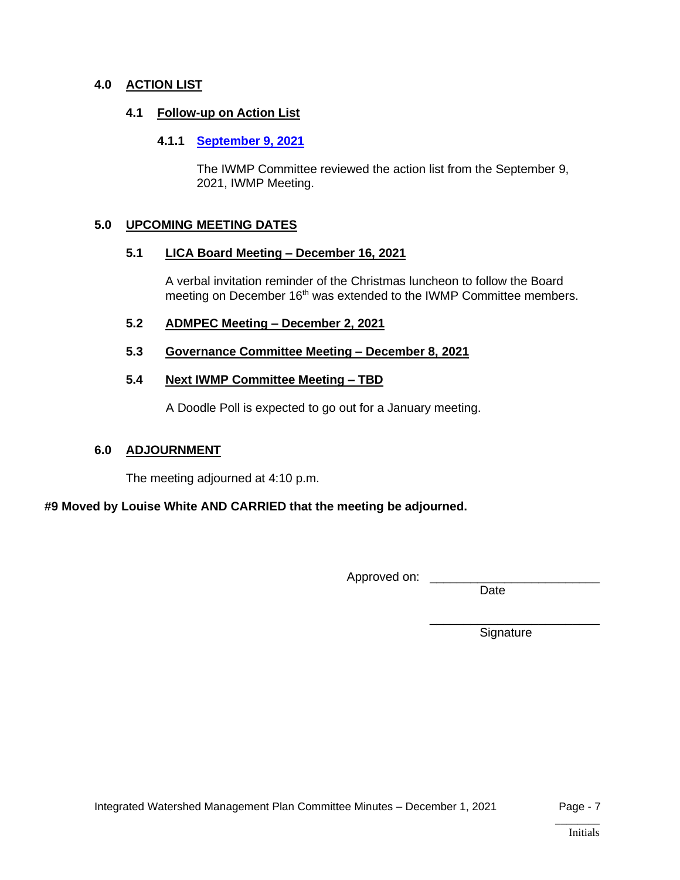## 4.0 ACTION LIST

### 4.1 Follow-up on Action List

#### 4.1.1 September 9, 2021

The IWMP Committee reviewed the action list from the September 9, 2021, IWMP Meeting.

## 5.0 UPCOMING MEETING DATES

### 5.1 LICA Board Meeting – December 16, 2021

A verbal invitation reminder of the Christmas luncheon to follow the Board meeting on December 16th was extended to the IWMP Committee members.

### 5.2 ADMPEC Meeting – December 2, 2021

### 5.3 Governance Committee Meeting – December 8, 2021

### 5.4 Next IWMP Committee Meeting – TBD

A Doodle Poll is expected to go out for a January meeting.

## 6.0 ADJOURNMENT

The meeting adjourned at 4:10 p.m.

**#9 Moved by Louise White AND CARRIED that the meeting be adjourned.**

Approved on: ______________________
Date

______________________
Signature

______
Initials